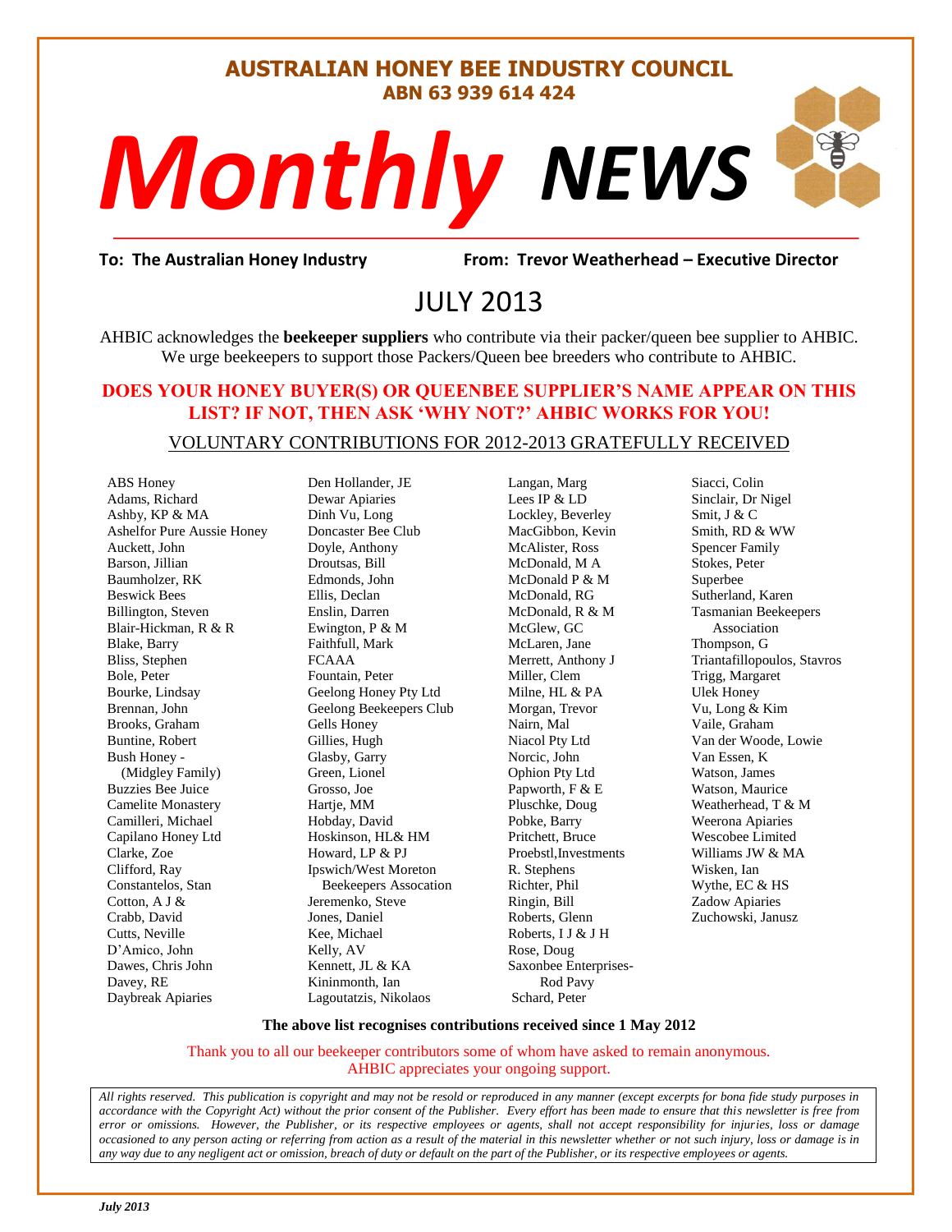# AUSTRALIAN HONEY BEE INDUSTRY COUNCIL

**ABN 63 939 614 424**

# *Monthly* NEWS

**To: The Australian Honey Industry** **From: Trevor Weatherhead – Executive Director**

## JULY 2013

AHBIC acknowledges the **beekeeper suppliers** who contribute via their packer/queen bee supplier to AHBIC. We urge beekeepers to support those Packers/Queen bee breeders who contribute to AHBIC.

**DOES YOUR HONEY BUYER(S) OR QUEENBEE SUPPLIER'S NAME APPEAR ON THIS LIST? IF NOT, THEN ASK 'WHY NOT?' AHBIC WORKS FOR YOU!**

VOLUNTARY CONTRIBUTIONS FOR 2012-2013 GRATEFULLY RECEIVED

ABS Honey
Adams, Richard
Ashby, KP & MA
Ashelfor Pure Aussie Honey
Auckett, John
Barson, Jillian
Baumholzer, RK
Beswick Bees
Billington, Steven
Blair-Hickman, R & R
Blake, Barry
Bliss, Stephen
Bole, Peter
Bourke, Lindsay
Brennan, John
Brooks, Graham
Buntine, Robert
Bush Honey - (Midgley Family)
Buzzies Bee Juice
Camelite Monastery
Camilleri, Michael
Capilano Honey Ltd
Clarke, Zoe
Clifford, Ray
Constantelos, Stan
Cotton, A J &
Crabb, David
Cutts, Neville
D'Amico, John
Dawes, Chris John
Davey, RE
Daybreak Apiaries
Den Hollander, JE
Dewar Apiaries
Dinh Vu, Long
Doncaster Bee Club
Doyle, Anthony
Droutsas, Bill
Edmonds, John
Ellis, Declan
Enslin, Darren
Ewington, P & M
Faithfull, Mark
FCAAA
Fountain, Peter
Geelong Honey Pty Ltd
Geelong Beekeepers Club
Gells Honey
Gillies, Hugh
Glasby, Garry
Green, Lionel
Grosso, Joe
Hartje, MM
Hobday, David
Hoskinson, HL& HM
Howard, LP & PJ
Ipswich/West Moreton Beekeepers Assocation
Jeremenko, Steve
Jones, Daniel
Kee, Michael
Kelly, AV
Kennett, JL & KA
Kininmonth, Ian
Lagoutatzis, Nikolaos
Langan, Marg
Lees IP & LD
Lockley, Beverley
MacGibbon, Kevin
McAlister, Ross
McDonald, M A
McDonald P & M
McDonald, RG
McDonald, R & M
McGlew, GC
McLaren, Jane
Merrett, Anthony J
Miller, Clem
Milne, HL & PA
Morgan, Trevor
Nairn, Mal
Niacol Pty Ltd
Norcic, John
Ophion Pty Ltd
Papworth, F & E
Pluschke, Doug
Pobke, Barry
Pritchett, Bruce
Proebstl,Investments
R. Stephens
Richter, Phil
Ringin, Bill
Roberts, Glenn
Roberts, I J & J H
Rose, Doug
Saxonbee Enterprises- Rod Pavy
Schard, Peter
Siacci, Colin
Sinclair, Dr Nigel
Smit, J & C
Smith, RD & WW
Spencer Family
Stokes, Peter
Superbee
Sutherland, Karen
Tasmanian Beekeepers Association
Thompson, G
Triantafillopoulos, Stavros
Trigg, Margaret
Ulek Honey
Vu, Long & Kim
Vaile, Graham
Van der Woode, Lowie
Van Essen, K
Watson, James
Watson, Maurice
Weatherhead, T & M
Weerona Apiaries
Wescobee Limited
Williams JW & MA
Wisken, Ian
Wythe, EC & HS
Zadow Apiaries
Zuchowski, Janusz

**The above list recognises contributions received since 1 May 2012**

Thank you to all our beekeeper contributors some of whom have asked to remain anonymous.
AHBIC appreciates your ongoing support.

*All rights reserved. This publication is copyright and may not be resold or reproduced in any manner (except excerpts for bona fide study purposes in accordance with the Copyright Act) without the prior consent of the Publisher. Every effort has been made to ensure that this newsletter is free from error or omissions. However, the Publisher, or its respective employees or agents, shall not accept responsibility for injuries, loss or damage occasioned to any person acting or referring from action as a result of the material in this newsletter whether or not such injury, loss or damage is in any way due to any negligent act or omission, breach of duty or default on the part of the Publisher, or its respective employees or agents.*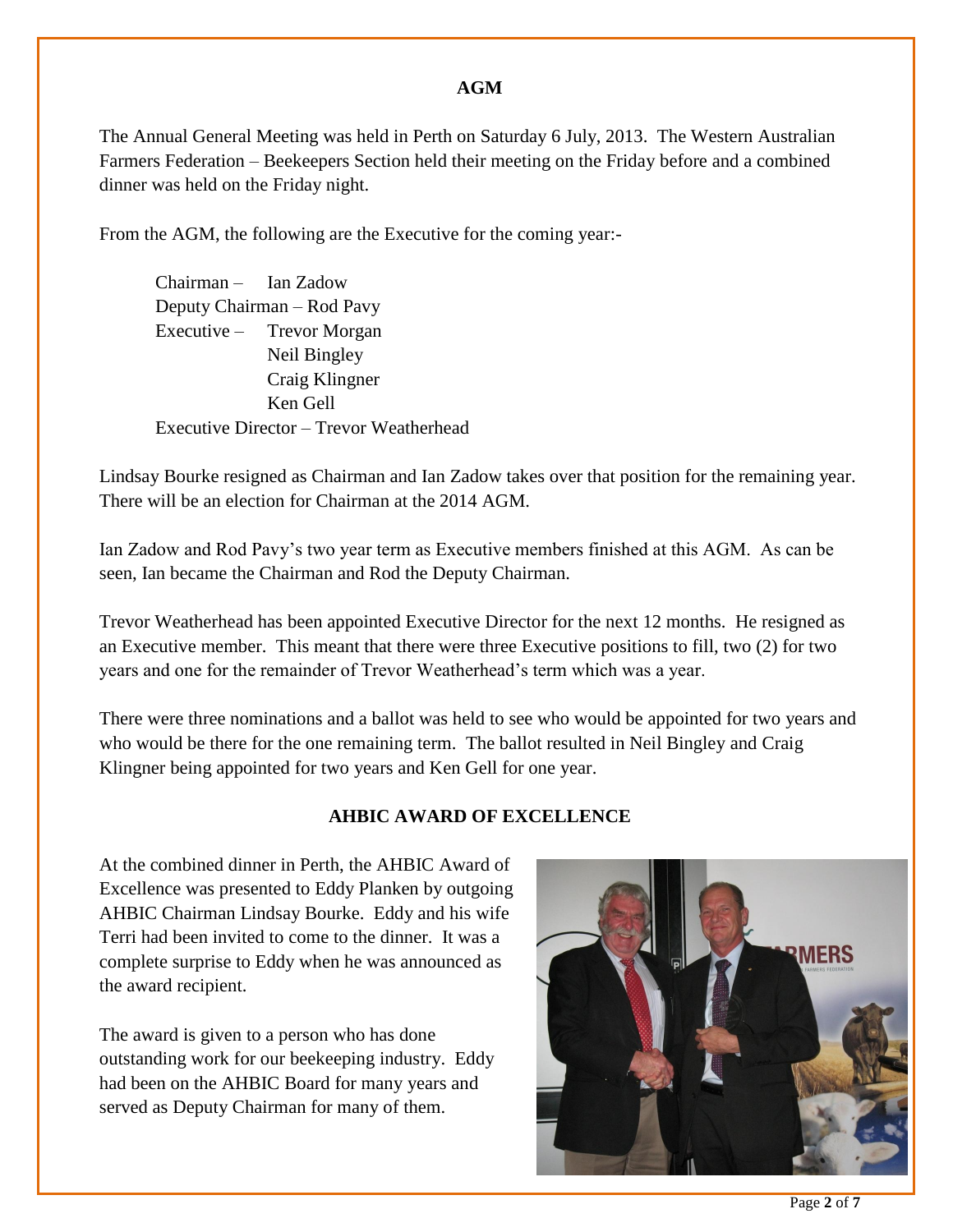## AGM

The Annual General Meeting was held in Perth on Saturday 6 July, 2013. The Western Australian Farmers Federation – Beekeepers Section held their meeting on the Friday before and a combined dinner was held on the Friday night.

From the AGM, the following are the Executive for the coming year:-

Chairman – Ian Zadow
Deputy Chairman – Rod Pavy
Executive – Trevor Morgan
Neil Bingley
Craig Klingner
Ken Gell
Executive Director – Trevor Weatherhead

Lindsay Bourke resigned as Chairman and Ian Zadow takes over that position for the remaining year. There will be an election for Chairman at the 2014 AGM.

Ian Zadow and Rod Pavy's two year term as Executive members finished at this AGM. As can be seen, Ian became the Chairman and Rod the Deputy Chairman.

Trevor Weatherhead has been appointed Executive Director for the next 12 months. He resigned as an Executive member. This meant that there were three Executive positions to fill, two (2) for two years and one for the remainder of Trevor Weatherhead's term which was a year.

There were three nominations and a ballot was held to see who would be appointed for two years and who would be there for the one remaining term. The ballot resulted in Neil Bingley and Craig Klingner being appointed for two years and Ken Gell for one year.

## AHBIC AWARD OF EXCELLENCE

At the combined dinner in Perth, the AHBIC Award of Excellence was presented to Eddy Planken by outgoing AHBIC Chairman Lindsay Bourke. Eddy and his wife Terri had been invited to come to the dinner. It was a complete surprise to Eddy when he was announced as the award recipient.

The award is given to a person who has done outstanding work for our beekeeping industry. Eddy had been on the AHBIC Board for many years and served as Deputy Chairman for many of them.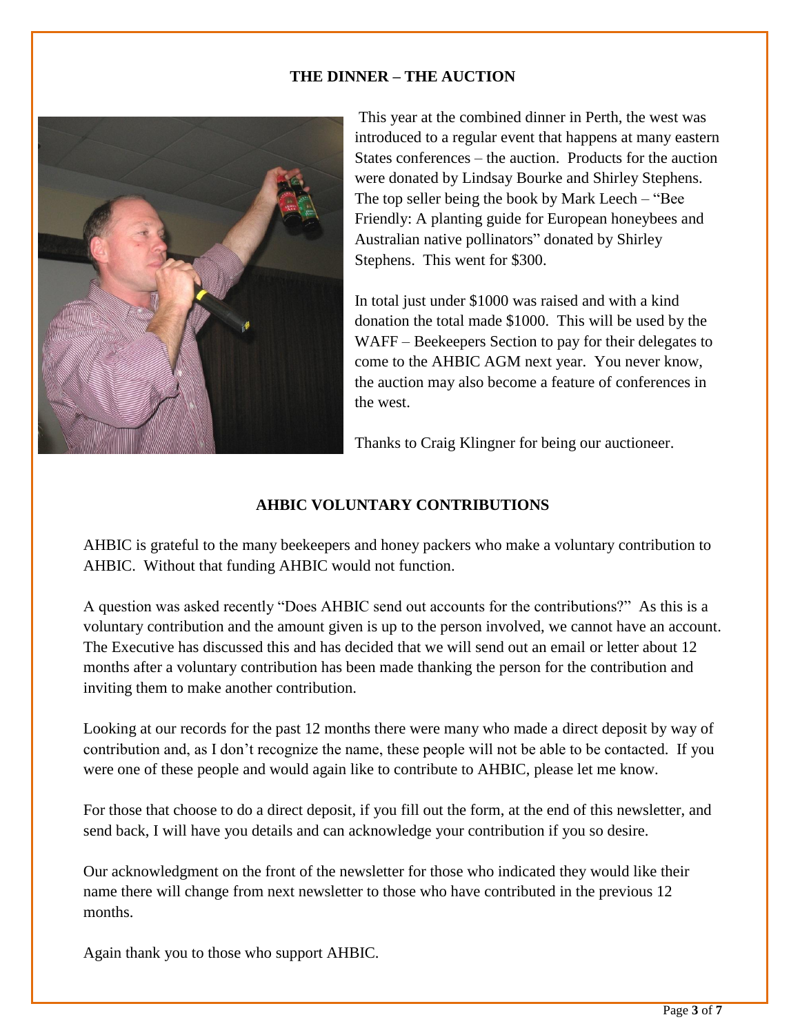## THE DINNER – THE AUCTION

This year at the combined dinner in Perth, the west was introduced to a regular event that happens at many eastern States conferences – the auction. Products for the auction were donated by Lindsay Bourke and Shirley Stephens. The top seller being the book by Mark Leech – "Bee Friendly: A planting guide for European honeybees and Australian native pollinators" donated by Shirley Stephens. This went for $300.

In total just under $1000 was raised and with a kind donation the total made $1000. This will be used by the WAFF – Beekeepers Section to pay for their delegates to come to the AHBIC AGM next year. You never know, the auction may also become a feature of conferences in the west.

Thanks to Craig Klingner for being our auctioneer.

## AHBIC VOLUNTARY CONTRIBUTIONS

AHBIC is grateful to the many beekeepers and honey packers who make a voluntary contribution to AHBIC. Without that funding AHBIC would not function.

A question was asked recently "Does AHBIC send out accounts for the contributions?" As this is a voluntary contribution and the amount given is up to the person involved, we cannot have an account. The Executive has discussed this and has decided that we will send out an email or letter about 12 months after a voluntary contribution has been made thanking the person for the contribution and inviting them to make another contribution.

Looking at our records for the past 12 months there were many who made a direct deposit by way of contribution and, as I don't recognize the name, these people will not be able to be contacted. If you were one of these people and would again like to contribute to AHBIC, please let me know.

For those that choose to do a direct deposit, if you fill out the form, at the end of this newsletter, and send back, I will have you details and can acknowledge your contribution if you so desire.

Our acknowledgment on the front of the newsletter for those who indicated they would like their name there will change from next newsletter to those who have contributed in the previous 12 months.

Again thank you to those who support AHBIC.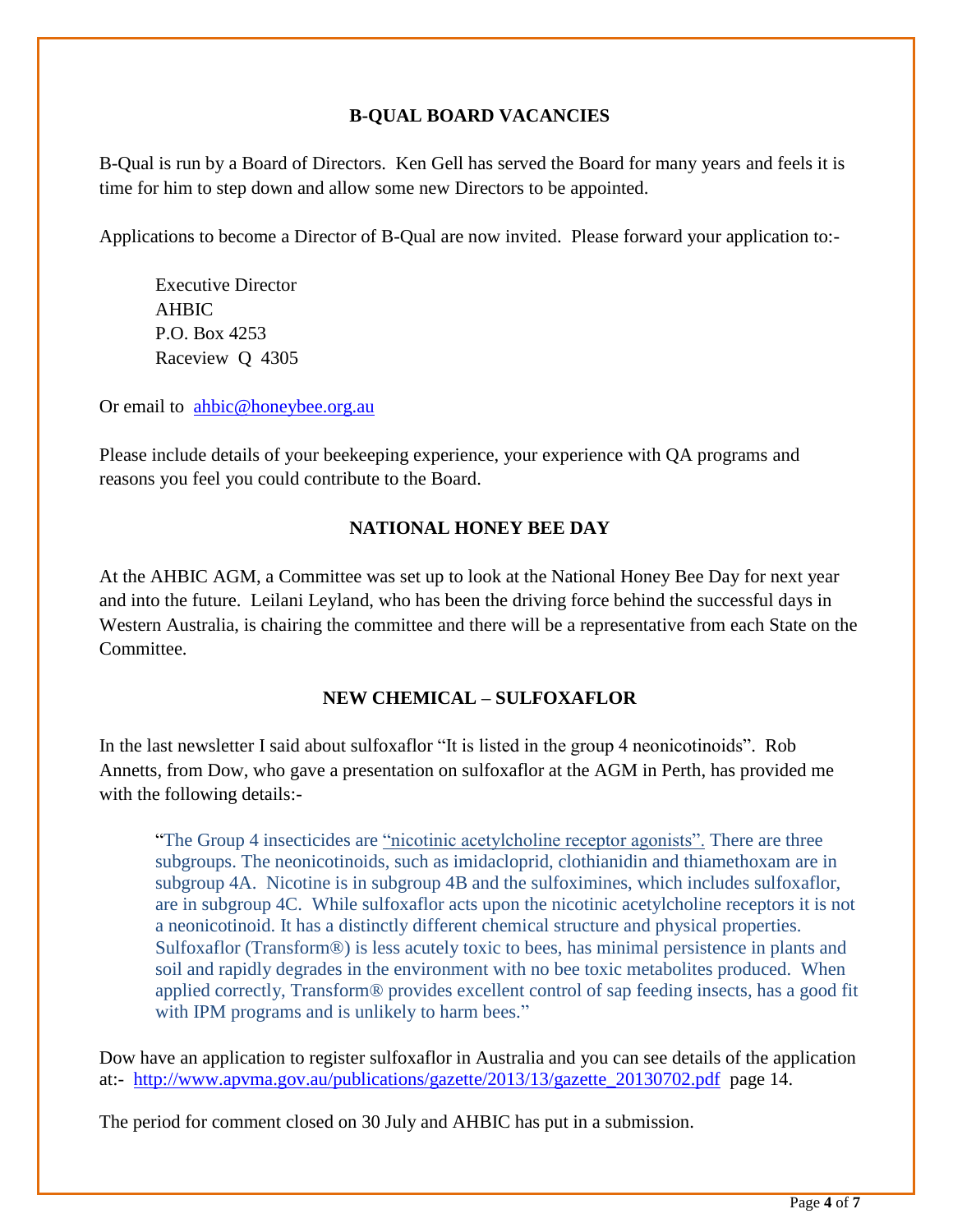## B-QUAL BOARD VACANCIES

B-Qual is run by a Board of Directors. Ken Gell has served the Board for many years and feels it is time for him to step down and allow some new Directors to be appointed.

Applications to become a Director of B-Qual are now invited. Please forward your application to:-

Executive Director  
AHBIC  
P.O. Box 4253  
Raceview Q 4305

Or email to ahbic@honeybee.org.au

Please include details of your beekeeping experience, your experience with QA programs and reasons you feel you could contribute to the Board.

## NATIONAL HONEY BEE DAY

At the AHBIC AGM, a Committee was set up to look at the National Honey Bee Day for next year and into the future. Leilani Leyland, who has been the driving force behind the successful days in Western Australia, is chairing the committee and there will be a representative from each State on the Committee.

## NEW CHEMICAL – SULFOXAFLOR

In the last newsletter I said about sulfoxaflor "It is listed in the group 4 neonicotinoids". Rob Annetts, from Dow, who gave a presentation on sulfoxaflor at the AGM in Perth, has provided me with the following details:-

> "The Group 4 insecticides are "nicotinic acetylcholine receptor agonists". There are three subgroups. The neonicotinoids, such as imidacloprid, clothianidin and thiamethoxam are in subgroup 4A. Nicotine is in subgroup 4B and the sulfoximines, which includes sulfoxaflor, are in subgroup 4C. While sulfoxaflor acts upon the nicotinic acetylcholine receptors it is not a neonicotinoid. It has a distinctly different chemical structure and physical properties. Sulfoxaflor (Transform®) is less acutely toxic to bees, has minimal persistence in plants and soil and rapidly degrades in the environment with no bee toxic metabolites produced. When applied correctly, Transform® provides excellent control of sap feeding insects, has a good fit with IPM programs and is unlikely to harm bees."

Dow have an application to register sulfoxaflor in Australia and you can see details of the application at:- http://www.apvma.gov.au/publications/gazette/2013/13/gazette_20130702.pdf page 14.

The period for comment closed on 30 July and AHBIC has put in a submission.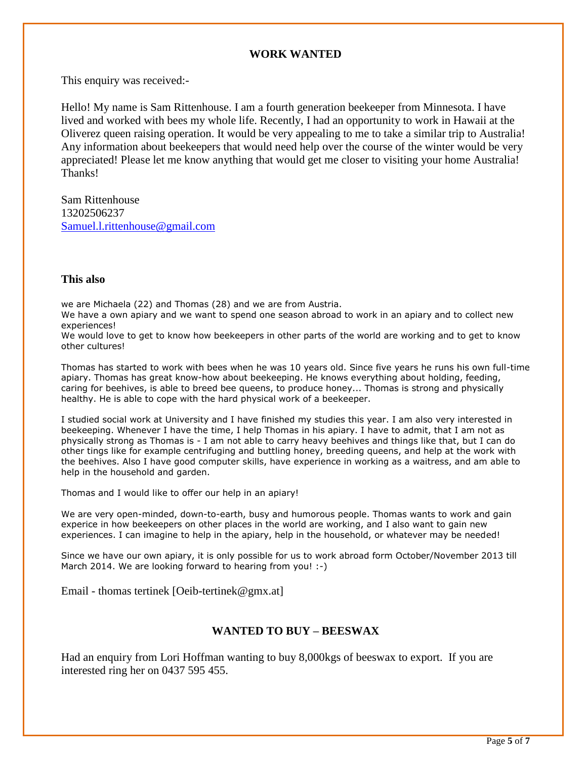## WORK WANTED

This enquiry was received:-

Hello! My name is Sam Rittenhouse. I am a fourth generation beekeeper from Minnesota. I have lived and worked with bees my whole life. Recently, I had an opportunity to work in Hawaii at the Oliverez queen raising operation. It would be very appealing to me to take a similar trip to Australia! Any information about beekeepers that would need help over the course of the winter would be very appreciated! Please let me know anything that would get me closer to visiting your home Australia! Thanks!

Sam Rittenhouse
13202506237
Samuel.l.rittenhouse@gmail.com

**This also**

we are Michaela (22) and Thomas (28) and we are from Austria.
We have a own apiary and we want to spend one season abroad to work in an apiary and to collect new experiences!
We would love to get to know how beekeepers in other parts of the world are working and to get to know other cultures!

Thomas has started to work with bees when he was 10 years old. Since five years he runs his own full-time apiary. Thomas has great know-how about beekeeping. He knows everything about holding, feeding, caring for beehives, is able to breed bee queens, to produce honey... Thomas is strong and physically healthy. He is able to cope with the hard physical work of a beekeeper.

I studied social work at University and I have finished my studies this year. I am also very interested in beekeeping. Whenever I have the time, I help Thomas in his apiary. I have to admit, that I am not as physically strong as Thomas is - I am not able to carry heavy beehives and things like that, but I can do other tings like for example centrifuging and buttling honey, breeding queens, and help at the work with the beehives. Also I have good computer skills, have experience in working as a waitress, and am able to help in the household and garden.

Thomas and I would like to offer our help in an apiary!

We are very open-minded, down-to-earth, busy and humorous people. Thomas wants to work and gain experice in how beekeepers on other places in the world are working, and I also want to gain new experiences. I can imagine to help in the apiary, help in the household, or whatever may be needed!

Since we have our own apiary, it is only possible for us to work abroad form October/November 2013 till March 2014. We are looking forward to hearing from you! :-)

Email - thomas tertinek [Oeib-tertinek@gmx.at]

## WANTED TO BUY – BEESWAX

Had an enquiry from Lori Hoffman wanting to buy 8,000kgs of beeswax to export. If you are interested ring her on 0437 595 455.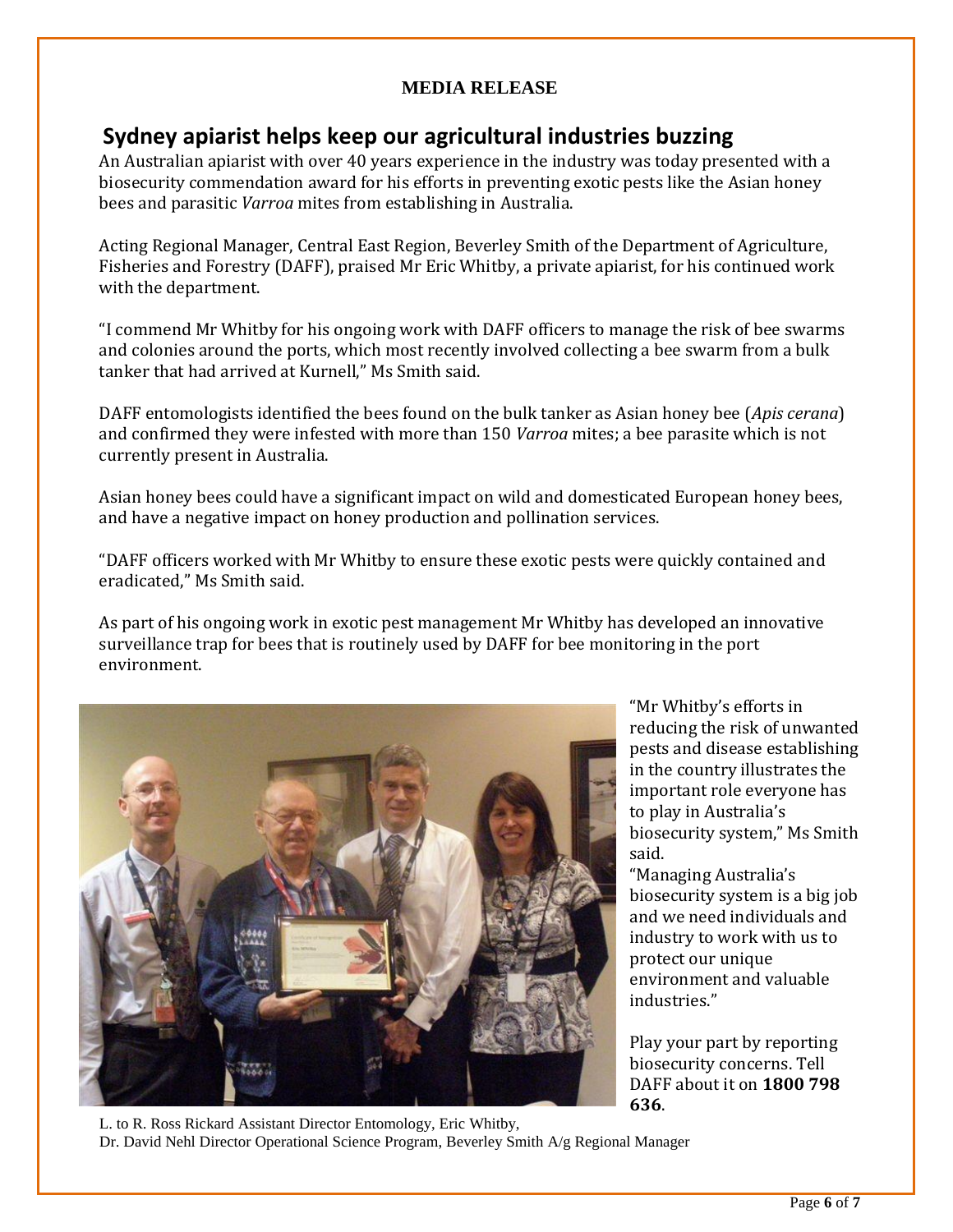**MEDIA RELEASE**

## Sydney apiarist helps keep our agricultural industries buzzing

An Australian apiarist with over 40 years experience in the industry was today presented with a biosecurity commendation award for his efforts in preventing exotic pests like the Asian honey bees and parasitic *Varroa* mites from establishing in Australia.

Acting Regional Manager, Central East Region, Beverley Smith of the Department of Agriculture, Fisheries and Forestry (DAFF), praised Mr Eric Whitby, a private apiarist, for his continued work with the department.

"I commend Mr Whitby for his ongoing work with DAFF officers to manage the risk of bee swarms and colonies around the ports, which most recently involved collecting a bee swarm from a bulk tanker that had arrived at Kurnell," Ms Smith said.

DAFF entomologists identified the bees found on the bulk tanker as Asian honey bee (*Apis cerana*) and confirmed they were infested with more than 150 *Varroa* mites; a bee parasite which is not currently present in Australia.

Asian honey bees could have a significant impact on wild and domesticated European honey bees, and have a negative impact on honey production and pollination services.

"DAFF officers worked with Mr Whitby to ensure these exotic pests were quickly contained and eradicated," Ms Smith said.

As part of his ongoing work in exotic pest management Mr Whitby has developed an innovative surveillance trap for bees that is routinely used by DAFF for bee monitoring in the port environment.

"Mr Whitby's efforts in reducing the risk of unwanted pests and disease establishing in the country illustrates the important role everyone has to play in Australia's biosecurity system," Ms Smith said.

"Managing Australia's biosecurity system is a big job and we need individuals and industry to work with us to protect our unique environment and valuable industries."

Play your part by reporting biosecurity concerns. Tell DAFF about it on **1800 798 636**.

L. to R. Ross Rickard Assistant Director Entomology, Eric Whitby, Dr. David Nehl Director Operational Science Program, Beverley Smith A/g Regional Manager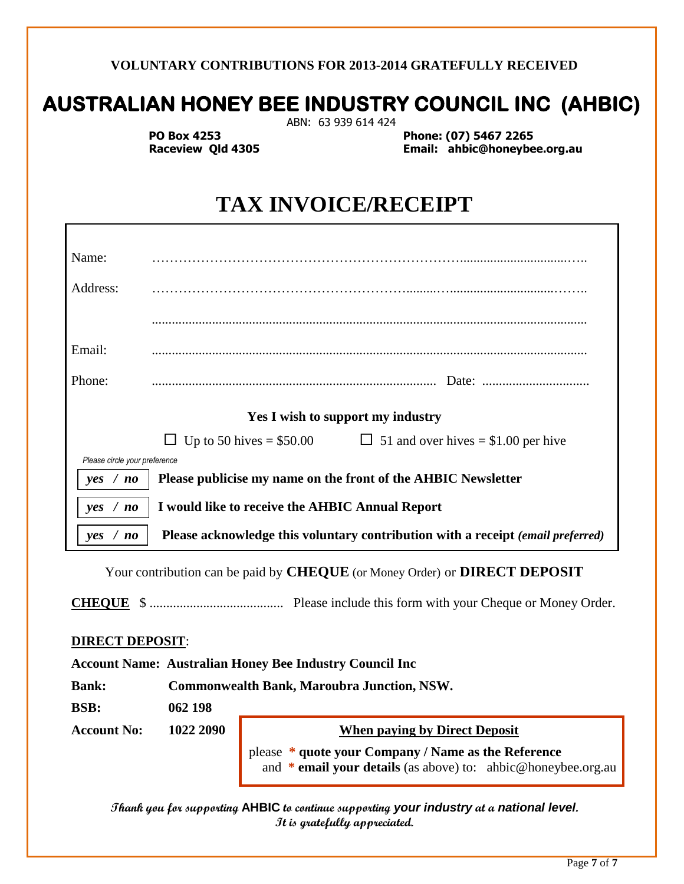**VOLUNTARY CONTRIBUTIONS FOR 2013-2014 GRATEFULLY RECEIVED**

# AUSTRALIAN HONEY BEE INDUSTRY COUNCIL INC (AHBIC)

ABN: 63 939 614 424

**PO Box 4253**
**Raceview Qld 4305**

**Phone: (07) 5467 2265**
**Email: ahbic@honeybee.org.au**

# TAX INVOICE/RECEIPT

Name: ……………………………………………………………………………………………

Address: ……………………………………………………………………………………………

……………………………………………………………………………………………

Email: ……………………………………………………………………………………………

Phone: …………………………………………………………………… Date: ……………………

**Yes I wish to support my industry**

☐ Up to 50 hives = $50.00 ☐ 51 and over hives = $1.00 per hive

*Please circle your preference*

| | |
|---|---|
| *yes / no* | **Please publicise my name on the front of the AHBIC Newsletter** |
| *yes / no* | **I would like to receive the AHBIC Annual Report** |
| *yes / no* | **Please acknowledge this voluntary contribution with a receipt** ***(email preferred)*** |

Your contribution can be paid by **CHEQUE** (or Money Order) or **DIRECT DEPOSIT**

**CHEQUE** $ ……………………………… Please include this form with your Cheque or Money Order.

**DIRECT DEPOSIT**:

**Account Name: Australian Honey Bee Industry Council Inc**

**Bank: Commonwealth Bank, Maroubra Junction, NSW.**

**BSB: 062 198**

**Account No: 1022 2090**

**When paying by Direct Deposit**

please * **quote your Company / Name as the Reference**
and * **email your details** (as above) to: ahbic@honeybee.org.au

***Thank you for supporting AHBIC to continue supporting your industry at a national level.***
***It is gratefully appreciated.***